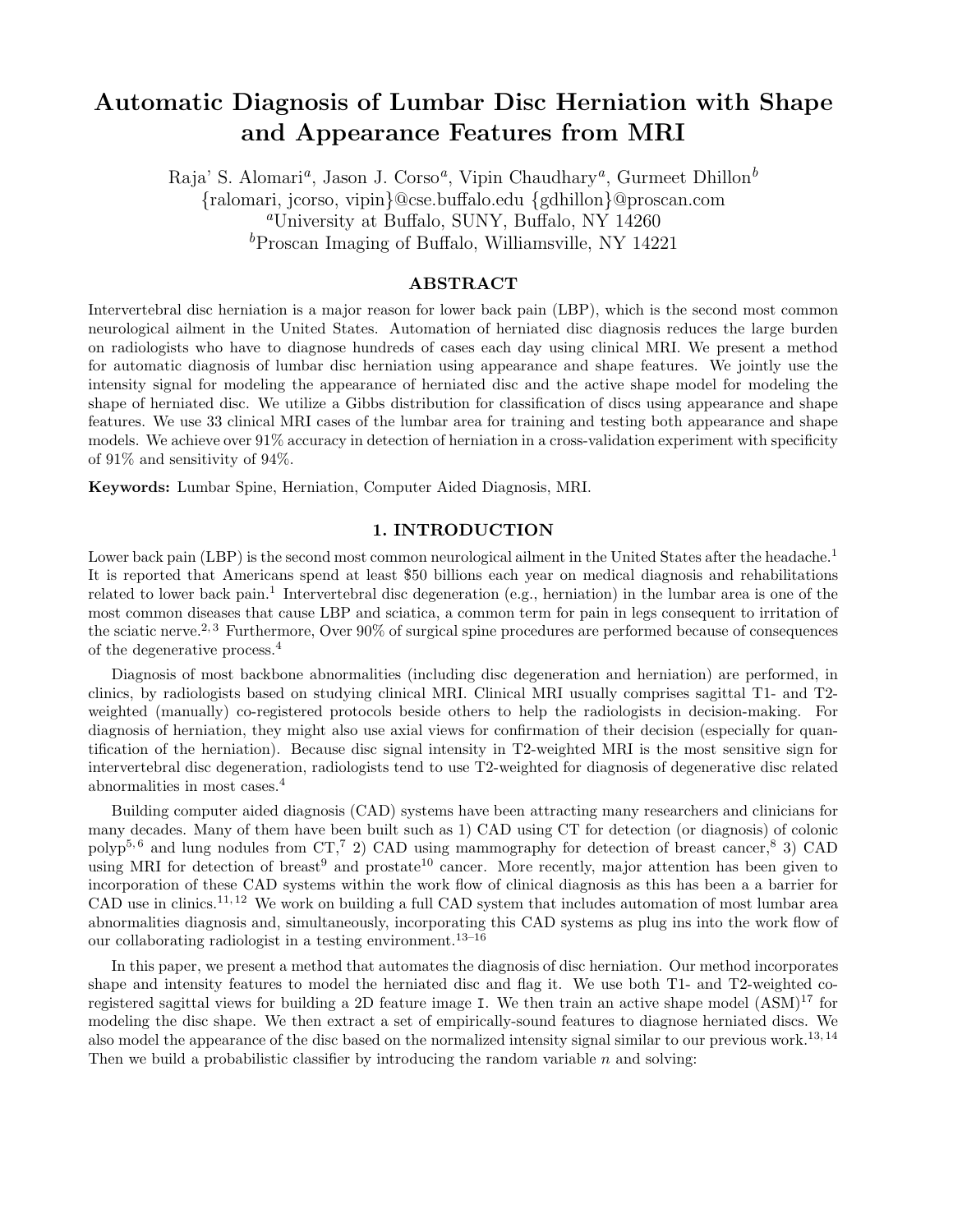# Automatic Diagnosis of Lumbar Disc Herniation with Shape and Appearance Features from MRI

Raja' S. Alomari[a], Jason J. Corso[a], Vipin Chaudhary[a], Gurmeet Dhillon[b]

{ralomari, jcorso, vipin}@cse.buffalo.edu {gdhillon}@proscan.com

[a]University at Buffalo, SUNY, Buffalo, NY 14260

[b]Proscan Imaging of Buffalo, Williamsville, NY 14221

## ABSTRACT

Intervertebral disc herniation is a major reason for lower back pain (LBP), which is the second most common neurological ailment in the United States. Automation of herniated disc diagnosis reduces the large burden on radiologists who have to diagnose hundreds of cases each day using clinical MRI. We present a method for automatic diagnosis of lumbar disc herniation using appearance and shape features. We jointly use the intensity signal for modeling the appearance of herniated disc and the active shape model for modeling the shape of herniated disc. We utilize a Gibbs distribution for classification of discs using appearance and shape features. We use 33 clinical MRI cases of the lumbar area for training and testing both appearance and shape models. We achieve over 91% accuracy in detection of herniation in a cross-validation experiment with specificity of 91% and sensitivity of 94%.

**Keywords:** Lumbar Spine, Herniation, Computer Aided Diagnosis, MRI.

## 1. INTRODUCTION

Lower back pain (LBP) is the second most common neurological ailment in the United States after the headache.[1] It is reported that Americans spend at least $50 billions each year on medical diagnosis and rehabilitations related to lower back pain.[1] Intervertebral disc degeneration (e.g., herniation) in the lumbar area is one of the most common diseases that cause LBP and sciatica, a common term for pain in legs consequent to irritation of the sciatic nerve.[2,3] Furthermore, Over 90% of surgical spine procedures are performed because of consequences of the degenerative process.[4]

Diagnosis of most backbone abnormalities (including disc degeneration and herniation) are performed, in clinics, by radiologists based on studying clinical MRI. Clinical MRI usually comprises sagittal T1- and T2-weighted (manually) co-registered protocols beside others to help the radiologists in decision-making. For diagnosis of herniation, they might also use axial views for confirmation of their decision (especially for quantification of the herniation). Because disc signal intensity in T2-weighted MRI is the most sensitive sign for intervertebral disc degeneration, radiologists tend to use T2-weighted for diagnosis of degenerative disc related abnormalities in most cases.[4]

Building computer aided diagnosis (CAD) systems have been attracting many researchers and clinicians for many decades. Many of them have been built such as 1) CAD using CT for detection (or diagnosis) of colonic polyp[5,6] and lung nodules from CT,[7] 2) CAD using mammography for detection of breast cancer,[8] 3) CAD using MRI for detection of breast[9] and prostate[10] cancer. More recently, major attention has been given to incorporation of these CAD systems within the work flow of clinical diagnosis as this has been a a barrier for CAD use in clinics.[11,12] We work on building a full CAD system that includes automation of most lumbar area abnormalities diagnosis and, simultaneously, incorporating this CAD systems as plug ins into the work flow of our collaborating radiologist in a testing environment.[13–16]

In this paper, we present a method that automates the diagnosis of disc herniation. Our method incorporates shape and intensity features to model the herniated disc and flag it. We use both T1- and T2-weighted co-registered sagittal views for building a 2D feature image I. We then train an active shape model (ASM)[17] for modeling the disc shape. We then extract a set of empirically-sound features to diagnose herniated discs. We also model the appearance of the disc based on the normalized intensity signal similar to our previous work.[13,14] Then we build a probabilistic classifier by introducing the random variable $n$ and solving: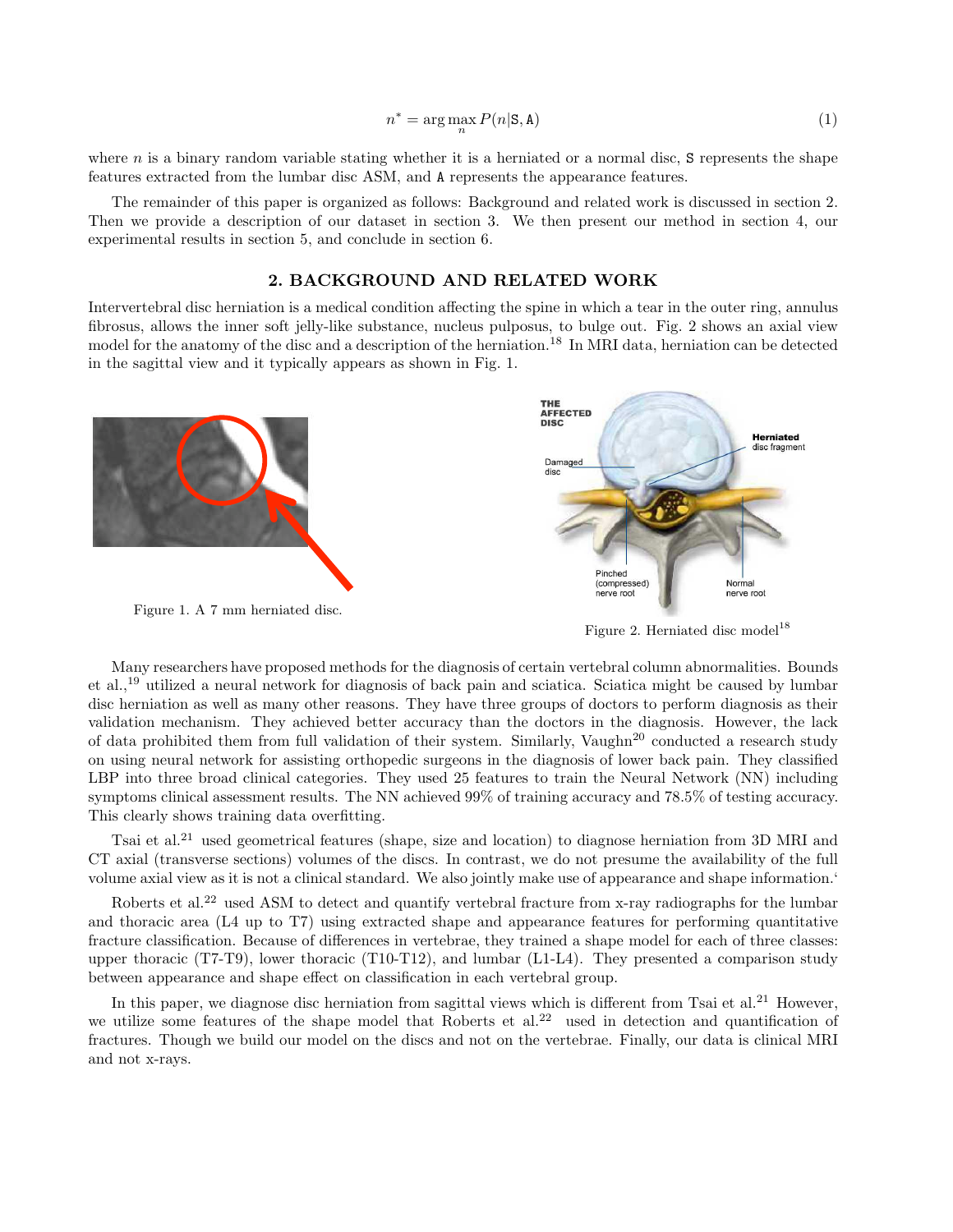$$n^* = \arg\max_{n} P(n|\mathtt{S}, \mathtt{A}) \tag{1}$$

where $n$ is a binary random variable stating whether it is a herniated or a normal disc, S represents the shape features extracted from the lumbar disc ASM, and A represents the appearance features.

The remainder of this paper is organized as follows: Background and related work is discussed in section 2. Then we provide a description of our dataset in section 3. We then present our method in section 4, our experimental results in section 5, and conclude in section 6.

## 2. BACKGROUND AND RELATED WORK

Intervertebral disc herniation is a medical condition affecting the spine in which a tear in the outer ring, annulus fibrosus, allows the inner soft jelly-like substance, nucleus pulposus, to bulge out. Fig. 2 shows an axial view model for the anatomy of the disc and a description of the herniation.[18] In MRI data, herniation can be detected in the sagittal view and it typically appears as shown in Fig. 1.

Figure 1. A 7 mm herniated disc.

Figure 2. Herniated disc model[18]

Many researchers have proposed methods for the diagnosis of certain vertebral column abnormalities. Bounds et al.,[19] utilized a neural network for diagnosis of back pain and sciatica. Sciatica might be caused by lumbar disc herniation as well as many other reasons. They have three groups of doctors to perform diagnosis as their validation mechanism. They achieved better accuracy than the doctors in the diagnosis. However, the lack of data prohibited them from full validation of their system. Similarly, Vaughn[20] conducted a research study on using neural network for assisting orthopedic surgeons in the diagnosis of lower back pain. They classified LBP into three broad clinical categories. They used 25 features to train the Neural Network (NN) including symptoms clinical assessment results. The NN achieved 99% of training accuracy and 78.5% of testing accuracy. This clearly shows training data overfitting.

Tsai et al.[21] used geometrical features (shape, size and location) to diagnose herniation from 3D MRI and CT axial (transverse sections) volumes of the discs. In contrast, we do not presume the availability of the full volume axial view as it is not a clinical standard. We also jointly make use of appearance and shape information.‘

Roberts et al.[22] used ASM to detect and quantify vertebral fracture from x-ray radiographs for the lumbar and thoracic area (L4 up to T7) using extracted shape and appearance features for performing quantitative fracture classification. Because of differences in vertebrae, they trained a shape model for each of three classes: upper thoracic (T7-T9), lower thoracic (T10-T12), and lumbar (L1-L4). They presented a comparison study between appearance and shape effect on classification in each vertebral group.

In this paper, we diagnose disc herniation from sagittal views which is different from Tsai et al.[21] However, we utilize some features of the shape model that Roberts et al.[22] used in detection and quantification of fractures. Though we build our model on the discs and not on the vertebrae. Finally, our data is clinical MRI and not x-rays.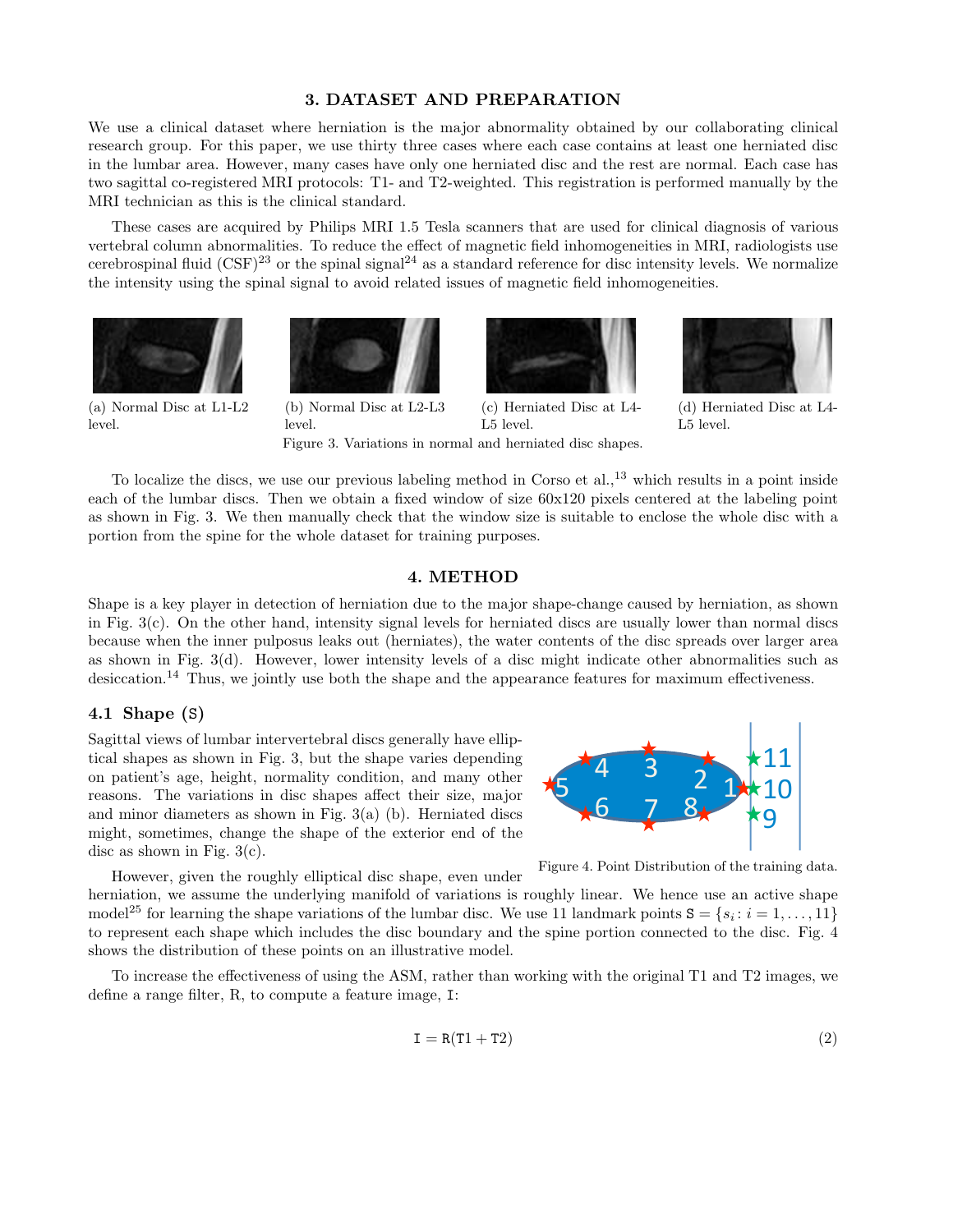## 3. DATASET AND PREPARATION

We use a clinical dataset where herniation is the major abnormality obtained by our collaborating clinical research group. For this paper, we use thirty three cases where each case contains at least one herniated disc in the lumbar area. However, many cases have only one herniated disc and the rest are normal. Each case has two sagittal co-registered MRI protocols: T1- and T2-weighted. This registration is performed manually by the MRI technician as this is the clinical standard.

These cases are acquired by Philips MRI 1.5 Tesla scanners that are used for clinical diagnosis of various vertebral column abnormalities. To reduce the effect of magnetic field inhomogeneities in MRI, radiologists use cerebrospinal fluid (CSF)[23] or the spinal signal[24] as a standard reference for disc intensity levels. We normalize the intensity using the spinal signal to avoid related issues of magnetic field inhomogeneities.

(a) Normal Disc at L1-L2 level.

(b) Normal Disc at L2-L3 level.

(c) Herniated Disc at L4-L5 level.

(d) Herniated Disc at L4-L5 level.

Figure 3. Variations in normal and herniated disc shapes.

To localize the discs, we use our previous labeling method in Corso et al.,[13] which results in a point inside each of the lumbar discs. Then we obtain a fixed window of size 60x120 pixels centered at the labeling point as shown in Fig. 3. We then manually check that the window size is suitable to enclose the whole disc with a portion from the spine for the whole dataset for training purposes.

## 4. METHOD

Shape is a key player in detection of herniation due to the major shape-change caused by herniation, as shown in Fig. 3(c). On the other hand, intensity signal levels for herniated discs are usually lower than normal discs because when the inner pulposus leaks out (herniates), the water contents of the disc spreads over larger area as shown in Fig. 3(d). However, lower intensity levels of a disc might indicate other abnormalities such as desiccation.[14] Thus, we jointly use both the shape and the appearance features for maximum effectiveness.

### 4.1 Shape (S)

Sagittal views of lumbar intervertebral discs generally have elliptical shapes as shown in Fig. 3, but the shape varies depending on patient's age, height, normality condition, and many other reasons. The variations in disc shapes affect their size, major and minor diameters as shown in Fig. 3(a) (b). Herniated discs might, sometimes, change the shape of the exterior end of the disc as shown in Fig. 3(c).

Figure 4. Point Distribution of the training data.

However, given the roughly elliptical disc shape, even under herniation, we assume the underlying manifold of variations is roughly linear. We hence use an active shape model[25] for learning the shape variations of the lumbar disc. We use 11 landmark points $\mathtt{S} = \{s_i : i = 1, \ldots, 11\}$ to represent each shape which includes the disc boundary and the spine portion connected to the disc. Fig. 4 shows the distribution of these points on an illustrative model.

To increase the effectiveness of using the ASM, rather than working with the original T1 and T2 images, we define a range filter, R, to compute a feature image, I:

$$\mathtt{I} = \mathtt{R}(\mathtt{T1} + \mathtt{T2}) \tag{2}$$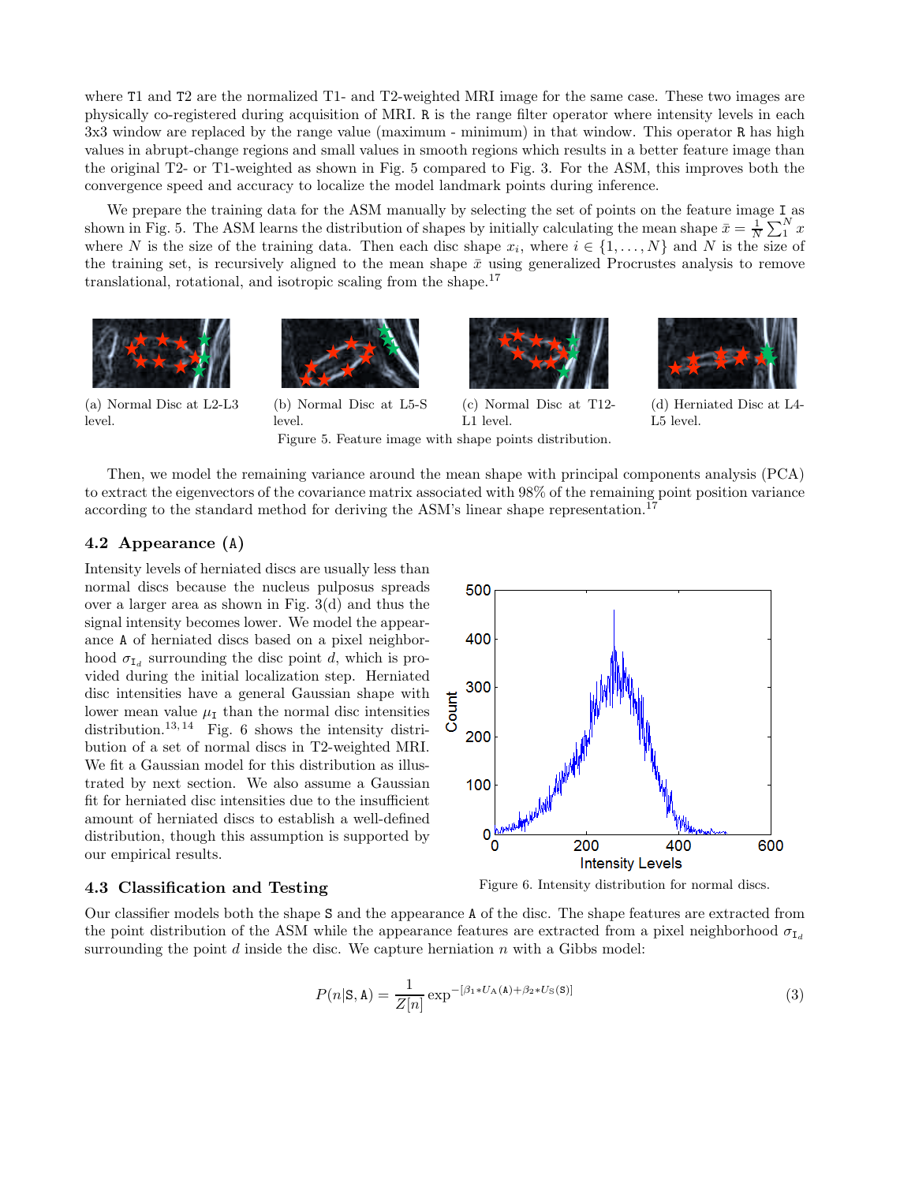where T1 and T2 are the normalized T1- and T2-weighted MRI image for the same case. These two images are physically co-registered during acquisition of MRI. R is the range filter operator where intensity levels in each 3x3 window are replaced by the range value (maximum - minimum) in that window. This operator R has high values in abrupt-change regions and small values in smooth regions which results in a better feature image than the original T2- or T1-weighted as shown in Fig. 5 compared to Fig. 3. For the ASM, this improves both the convergence speed and accuracy to localize the model landmark points during inference.

We prepare the training data for the ASM manually by selecting the set of points on the feature image I as shown in Fig. 5. The ASM learns the distribution of shapes by initially calculating the mean shape $\bar{x} = \frac{1}{N}\sum_1^N x$ where $N$ is the size of the training data. Then each disc shape $x_i$, where $i \in \{1, \ldots, N\}$ and $N$ is the size of the training set, is recursively aligned to the mean shape $\bar{x}$ using generalized Procrustes analysis to remove translational, rotational, and isotropic scaling from the shape.[17]

(a) Normal Disc at L2-L3 level.

(b) Normal Disc at L5-S level.

(c) Normal Disc at T12-L1 level.

(d) Herniated Disc at L4-L5 level.

Figure 5. Feature image with shape points distribution.

Then, we model the remaining variance around the mean shape with principal components analysis (PCA) to extract the eigenvectors of the covariance matrix associated with 98% of the remaining point position variance according to the standard method for deriving the ASM's linear shape representation.[17]

### 4.2 Appearance (A)

Intensity levels of herniated discs are usually less than normal discs because the nucleus pulposus spreads over a larger area as shown in Fig. 3(d) and thus the signal intensity becomes lower. We model the appearance A of herniated discs based on a pixel neighborhood $\sigma_{\mathtt{I}_d}$ surrounding the disc point $d$, which is provided during the initial localization step. Herniated disc intensities have a general Gaussian shape with lower mean value $\mu_{\mathtt{I}}$ than the normal disc intensities distribution.[13,14] Fig. 6 shows the intensity distribution of a set of normal discs in T2-weighted MRI. We fit a Gaussian model for this distribution as illustrated by next section. We also assume a Gaussian fit for herniated disc intensities due to the insufficient amount of herniated discs to establish a well-defined distribution, though this assumption is supported by our empirical results.

Figure 6. Intensity distribution for normal discs.

### 4.3 Classification and Testing

Our classifier models both the shape S and the appearance A of the disc. The shape features are extracted from the point distribution of the ASM while the appearance features are extracted from a pixel neighborhood $\sigma_{\mathtt{I}_d}$ surrounding the point $d$ inside the disc. We capture herniation $n$ with a Gibbs model:

$$P(n|\mathtt{S}, \mathtt{A}) = \frac{1}{Z[n]} \exp^{-[\beta_1 * U_{\mathtt{A}}(\mathtt{A}) + \beta_2 * U_{\mathtt{S}}(\mathtt{S})]} \tag{3}$$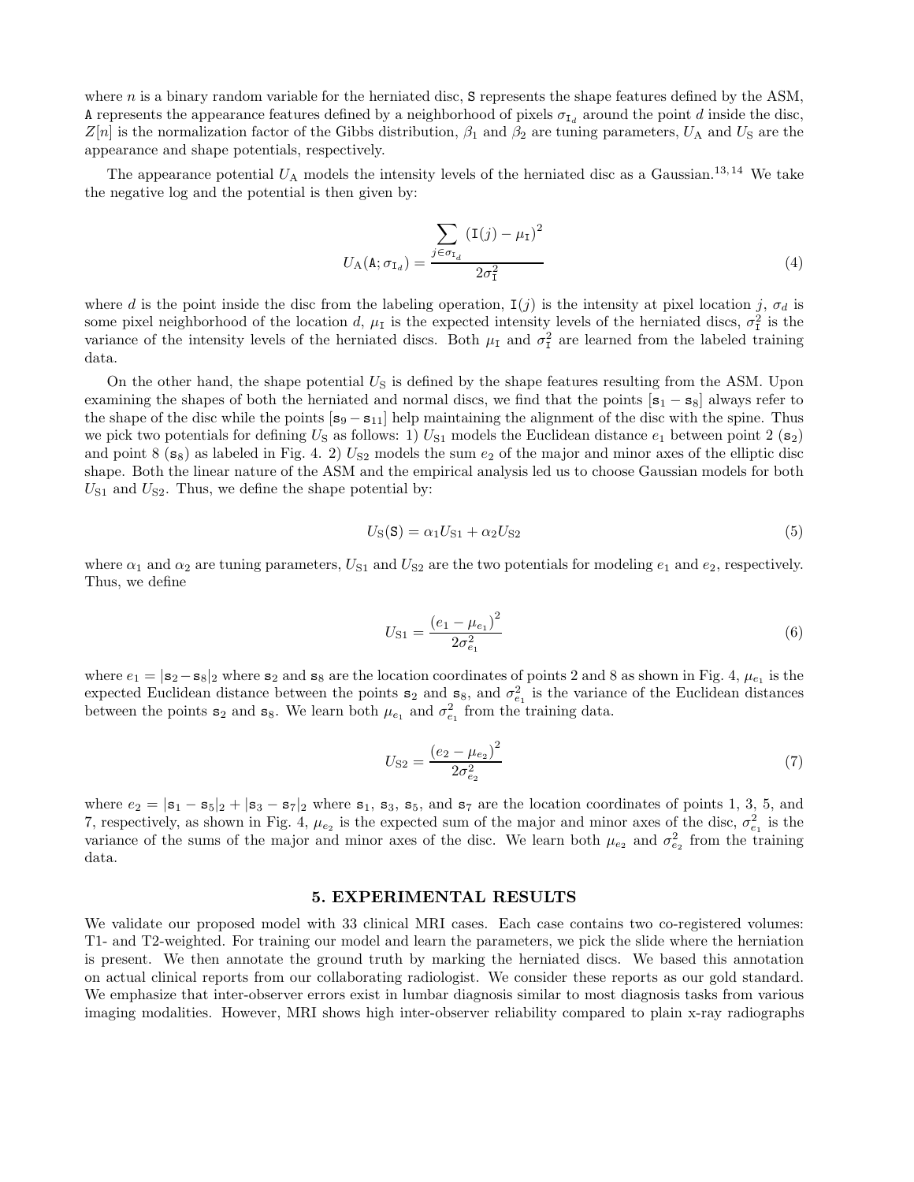where $n$ is a binary random variable for the herniated disc, $\mathtt{S}$ represents the shape features defined by the ASM, $\mathtt{A}$ represents the appearance features defined by a neighborhood of pixels $\sigma_{\mathtt{I}_d}$ around the point $d$ inside the disc, $Z[n]$ is the normalization factor of the Gibbs distribution, $\beta_1$ and $\beta_2$ are tuning parameters, $U_\mathrm{A}$ and $U_\mathrm{S}$ are the appearance and shape potentials, respectively.

The appearance potential $U_\mathrm{A}$ models the intensity levels of the herniated disc as a Gaussian.[13,14] We take the negative log and the potential is then given by:

$$U_\mathrm{A}(\mathtt{A};\sigma_{\mathtt{I}_d}) = \frac{\sum_{j\in\sigma_{\mathtt{I}_d}} \left(\mathtt{I}(j) - \mu_\mathtt{I}\right)^2}{2\sigma_\mathtt{I}^2} \tag{4}$$

where $d$ is the point inside the disc from the labeling operation, $\mathtt{I}(j)$ is the intensity at pixel location $j$, $\sigma_d$ is some pixel neighborhood of the location $d$, $\mu_\mathtt{I}$ is the expected intensity levels of the herniated discs, $\sigma_\mathtt{I}^2$ is the variance of the intensity levels of the herniated discs. Both $\mu_\mathtt{I}$ and $\sigma_\mathtt{I}^2$ are learned from the labeled training data.

On the other hand, the shape potential $U_\mathrm{S}$ is defined by the shape features resulting from the ASM. Upon examining the shapes of both the herniated and normal discs, we find that the points $[\mathtt{s}_1 - \mathtt{s}_8]$ always refer to the shape of the disc while the points $[\mathtt{s}_9 - \mathtt{s}_{11}]$ help maintaining the alignment of the disc with the spine. Thus we pick two potentials for defining $U_\mathrm{S}$ as follows: 1) $U_{\mathrm{S}1}$ models the Euclidean distance $e_1$ between point 2 ($\mathtt{s}_2$) and point 8 ($\mathtt{s}_8$) as labeled in Fig. 4. 2) $U_{\mathrm{S}2}$ models the sum $e_2$ of the major and minor axes of the elliptic disc shape. Both the linear nature of the ASM and the empirical analysis led us to choose Gaussian models for both $U_{\mathrm{S}1}$ and $U_{\mathrm{S}2}$. Thus, we define the shape potential by:

$$U_\mathrm{S}(\mathtt{S}) = \alpha_1 U_{\mathrm{S}1} + \alpha_2 U_{\mathrm{S}2} \tag{5}$$

where $\alpha_1$ and $\alpha_2$ are tuning parameters, $U_{\mathrm{S}1}$ and $U_{\mathrm{S}2}$ are the two potentials for modeling $e_1$ and $e_2$, respectively. Thus, we define

$$U_{\mathrm{S}1} = \frac{\left(e_1 - \mu_{e_1}\right)^2}{2\sigma_{e_1}^2} \tag{6}$$

where $e_1 = |\mathtt{s}_2 - \mathtt{s}_8|_2$ where $\mathtt{s}_2$ and $\mathtt{s}_8$ are the location coordinates of points 2 and 8 as shown in Fig. 4, $\mu_{e_1}$ is the expected Euclidean distance between the points $\mathtt{s}_2$ and $\mathtt{s}_8$, and $\sigma_{e_1}^2$ is the variance of the Euclidean distances between the points $\mathtt{s}_2$ and $\mathtt{s}_8$. We learn both $\mu_{e_1}$ and $\sigma_{e_1}^2$ from the training data.

$$U_{\mathrm{S}2} = \frac{\left(e_2 - \mu_{e_2}\right)^2}{2\sigma_{e_2}^2} \tag{7}$$

where $e_2 = |\mathtt{s}_1 - \mathtt{s}_5|_2 + |\mathtt{s}_3 - \mathtt{s}_7|_2$ where $\mathtt{s}_1$, $\mathtt{s}_3$, $\mathtt{s}_5$, and $\mathtt{s}_7$ are the location coordinates of points 1, 3, 5, and 7, respectively, as shown in Fig. 4, $\mu_{e_2}$ is the expected sum of the major and minor axes of the disc, $\sigma_{e_1}^2$ is the variance of the sums of the major and minor axes of the disc. We learn both $\mu_{e_2}$ and $\sigma_{e_2}^2$ from the training data.

## 5. EXPERIMENTAL RESULTS

We validate our proposed model with 33 clinical MRI cases. Each case contains two co-registered volumes: T1- and T2-weighted. For training our model and learn the parameters, we pick the slide where the herniation is present. We then annotate the ground truth by marking the herniated discs. We based this annotation on actual clinical reports from our collaborating radiologist. We consider these reports as our gold standard. We emphasize that inter-observer errors exist in lumbar diagnosis similar to most diagnosis tasks from various imaging modalities. However, MRI shows high inter-observer reliability compared to plain x-ray radiographs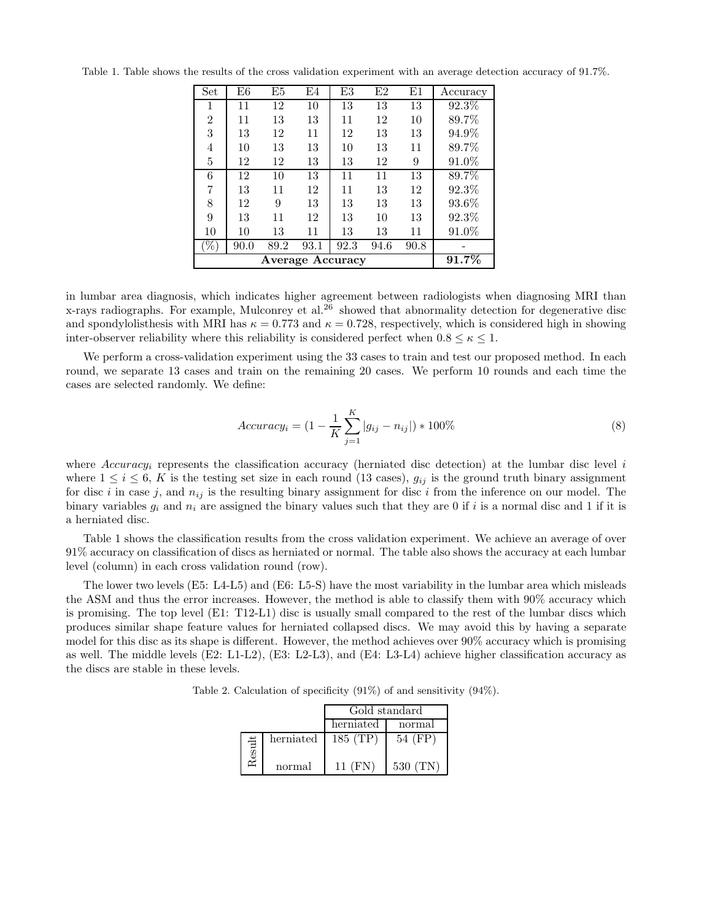Table 1. Table shows the results of the cross validation experiment with an average detection accuracy of 91.7%.

| Set | E6 | E5 | E4 | E3 | E2 | E1 | Accuracy |
|---|---|---|---|---|---|---|---|
| 1 | 11 | 12 | 10 | 13 | 13 | 13 | 92.3% |
| 2 | 11 | 13 | 13 | 11 | 12 | 10 | 89.7% |
| 3 | 13 | 12 | 11 | 12 | 13 | 13 | 94.9% |
| 4 | 10 | 13 | 13 | 10 | 13 | 11 | 89.7% |
| 5 | 12 | 12 | 13 | 13 | 12 | 9 | 91.0% |
| 6 | 12 | 10 | 13 | 11 | 11 | 13 | 89.7% |
| 7 | 13 | 11 | 12 | 11 | 13 | 12 | 92.3% |
| 8 | 12 | 9 | 13 | 13 | 13 | 13 | 93.6% |
| 9 | 13 | 11 | 12 | 13 | 10 | 13 | 92.3% |
| 10 | 10 | 13 | 11 | 13 | 13 | 11 | 91.0% |
| (%) | 90.0 | 89.2 | 93.1 | 92.3 | 94.6 | 90.8 | - |
| **Average Accuracy** | | | | | | | **91.7%** |

in lumbar area diagnosis, which indicates higher agreement between radiologists when diagnosing MRI than x-rays radiographs. For example, Mulconrey et al.[26] showed that abnormality detection for degenerative disc and spondylolisthesis with MRI has $\kappa = 0.773$ and $\kappa = 0.728$, respectively, which is considered high in showing inter-observer reliability where this reliability is considered perfect when $0.8 \leq \kappa \leq 1$.

We perform a cross-validation experiment using the 33 cases to train and test our proposed method. In each round, we separate 13 cases and train on the remaining 20 cases. We perform 10 rounds and each time the cases are selected randomly. We define:

$$Accuracy_i = (1 - \frac{1}{K}\sum_{j=1}^{K}|g_{ij} - n_{ij}|) * 100\% \tag{8}$$

where $Accuracy_i$ represents the classification accuracy (herniated disc detection) at the lumbar disc level $i$ where $1 \leq i \leq 6$, $K$ is the testing set size in each round (13 cases), $g_{ij}$ is the ground truth binary assignment for disc $i$ in case $j$, and $n_{ij}$ is the resulting binary assignment for disc $i$ from the inference on our model. The binary variables $g_i$ and $n_i$ are assigned the binary values such that they are 0 if $i$ is a normal disc and 1 if it is a herniated disc.

Table 1 shows the classification results from the cross validation experiment. We achieve an average of over 91% accuracy on classification of discs as herniated or normal. The table also shows the accuracy at each lumbar level (column) in each cross validation round (row).

The lower two levels (E5: L4-L5) and (E6: L5-S) have the most variability in the lumbar area which misleads the ASM and thus the error increases. However, the method is able to classify them with 90% accuracy which is promising. The top level (E1: T12-L1) disc is usually small compared to the rest of the lumbar discs which produces similar shape feature values for herniated collapsed discs. We may avoid this by having a separate model for this disc as its shape is different. However, the method achieves over 90% accuracy which is promising as well. The middle levels (E2: L1-L2), (E3: L2-L3), and (E4: L3-L4) achieve higher classification accuracy as the discs are stable in these levels.

Table 2. Calculation of specificity (91%) of and sensitivity (94%).

| | | Gold standard | |
|---|---|---|---|
| | | herniated | normal |
| Result | herniated | 185 (TP) | 54 (FP) |
| | normal | 11 (FN) | 530 (TN) |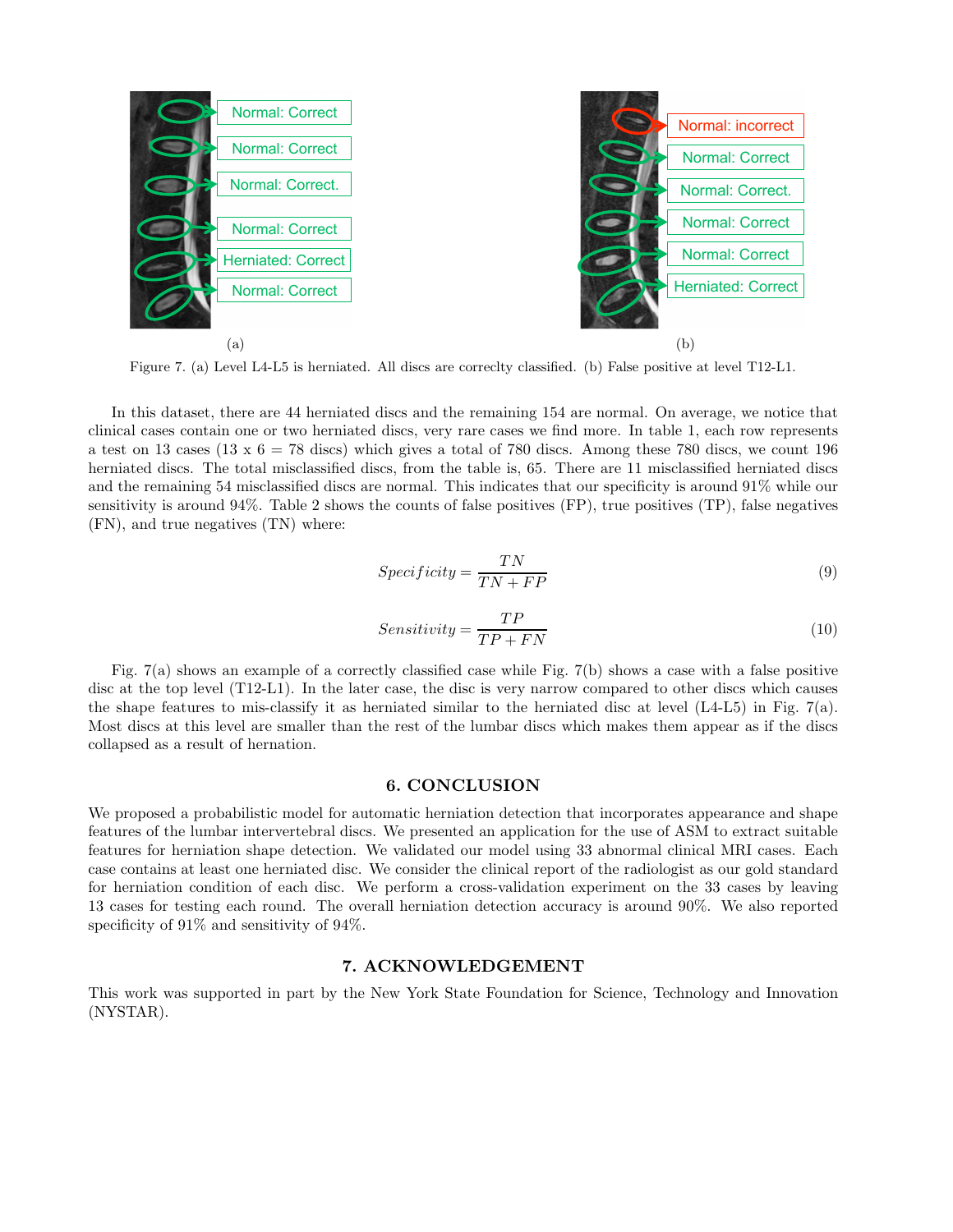Figure 7. (a) Level L4-L5 is herniated. All discs are correclty classified. (b) False positive at level T12-L1.

In this dataset, there are 44 herniated discs and the remaining 154 are normal. On average, we notice that clinical cases contain one or two herniated discs, very rare cases we find more. In table 1, each row represents a test on 13 cases (13 x 6 = 78 discs) which gives a total of 780 discs. Among these 780 discs, we count 196 herniated discs. The total misclassified discs, from the table is, 65. There are 11 misclassified herniated discs and the remaining 54 misclassified discs are normal. This indicates that our specificity is around 91% while our sensitivity is around 94%. Table 2 shows the counts of false positives (FP), true positives (TP), false negatives (FN), and true negatives (TN) where:

$$Specificity = \frac{TN}{TN + FP} \tag{9}$$

$$Sensitivity = \frac{TP}{TP + FN} \tag{10}$$

Fig. 7(a) shows an example of a correctly classified case while Fig. 7(b) shows a case with a false positive disc at the top level (T12-L1). In the later case, the disc is very narrow compared to other discs which causes the shape features to mis-classify it as herniated similar to the herniated disc at level (L4-L5) in Fig. 7(a). Most discs at this level are smaller than the rest of the lumbar discs which makes them appear as if the discs collapsed as a result of hernation.

## 6. CONCLUSION

We proposed a probabilistic model for automatic herniation detection that incorporates appearance and shape features of the lumbar intervertebral discs. We presented an application for the use of ASM to extract suitable features for herniation shape detection. We validated our model using 33 abnormal clinical MRI cases. Each case contains at least one herniated disc. We consider the clinical report of the radiologist as our gold standard for herniation condition of each disc. We perform a cross-validation experiment on the 33 cases by leaving 13 cases for testing each round. The overall herniation detection accuracy is around 90%. We also reported specificity of 91% and sensitivity of 94%.

## 7. ACKNOWLEDGEMENT

This work was supported in part by the New York State Foundation for Science, Technology and Innovation (NYSTAR).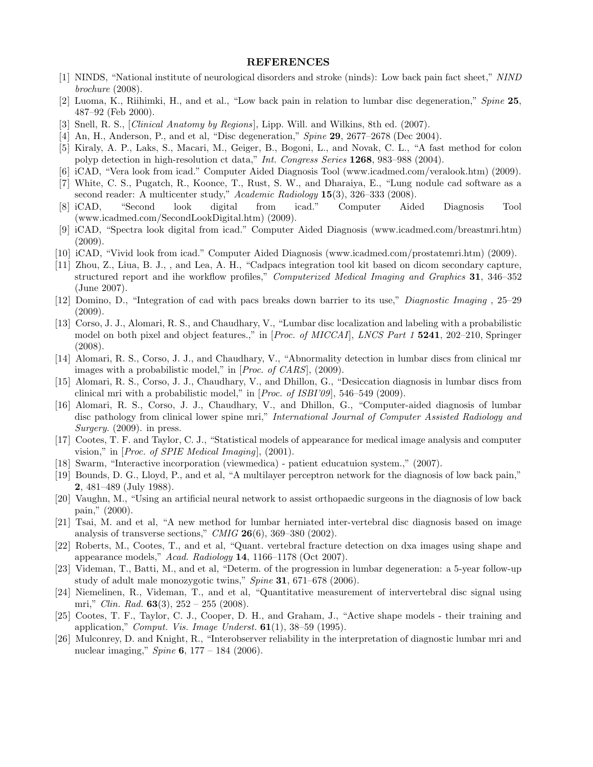## REFERENCES

[1] NINDS, "National institute of neurological disorders and stroke (ninds): Low back pain fact sheet," *NIND brochure* (2008).

[2] Luoma, K., Riihimki, H., and et al., "Low back pain in relation to lumbar disc degeneration," *Spine* **25**, 487–92 (Feb 2000).

[3] Snell, R. S., [*Clinical Anatomy by Regions*], Lipp. Will. and Wilkins, 8th ed. (2007).

[4] An, H., Anderson, P., and et al, "Disc degeneration," *Spine* **29**, 2677–2678 (Dec 2004).

[5] Kiraly, A. P., Laks, S., Macari, M., Geiger, B., Bogoni, L., and Novak, C. L., "A fast method for colon polyp detection in high-resolution ct data," *Int. Congress Series* **1268**, 983–988 (2004).

[6] iCAD, "Vera look from icad." Computer Aided Diagnosis Tool (www.icadmed.com/veralook.htm) (2009).

[7] White, C. S., Pugatch, R., Koonce, T., Rust, S. W., and Dharaiya, E., "Lung nodule cad software as a second reader: A multicenter study," *Academic Radiology* **15**(3), 326–333 (2008).

[8] iCAD, "Second look digital from icad." Computer Aided Diagnosis Tool (www.icadmed.com/SecondLookDigital.htm) (2009).

[9] iCAD, "Spectra look digital from icad." Computer Aided Diagnosis (www.icadmed.com/breastmri.htm) (2009).

[10] iCAD, "Vivid look from icad." Computer Aided Diagnosis (www.icadmed.com/prostatemri.htm) (2009).

[11] Zhou, Z., Liua, B. J., , and Lea, A. H., "Cadpacs integration tool kit based on dicom secondary capture, structured report and ihe workflow profiles," *Computerized Medical Imaging and Graphics* **31**, 346–352 (June 2007).

[12] Domino, D., "Integration of cad with pacs breaks down barrier to its use," *Diagnostic Imaging* , 25–29 (2009).

[13] Corso, J. J., Alomari, R. S., and Chaudhary, V., "Lumbar disc localization and labeling with a probabilistic model on both pixel and object features.," in [*Proc. of MICCAI*], *LNCS Part 1* **5241**, 202–210, Springer (2008).

[14] Alomari, R. S., Corso, J. J., and Chaudhary, V., "Abnormality detection in lumbar discs from clinical mr images with a probabilistic model," in [*Proc. of CARS*], (2009).

[15] Alomari, R. S., Corso, J. J., Chaudhary, V., and Dhillon, G., "Desiccation diagnosis in lumbar discs from clinical mri with a probabilistic model," in [*Proc. of ISBI'09*], 546–549 (2009).

[16] Alomari, R. S., Corso, J. J., Chaudhary, V., and Dhillon, G., "Computer-aided diagnosis of lumbar disc pathology from clinical lower spine mri," *International Journal of Computer Assisted Radiology and Surgery.* (2009). in press.

[17] Cootes, T. F. and Taylor, C. J., "Statistical models of appearance for medical image analysis and computer vision," in [*Proc. of SPIE Medical Imaging*], (2001).

[18] Swarm, "Interactive incorporation (viewmedica) - patient educatuion system.," (2007).

[19] Bounds, D. G., Lloyd, P., and et al, "A multilayer perceptron network for the diagnosis of low back pain," **2**, 481–489 (July 1988).

[20] Vaughn, M., "Using an artificial neural network to assist orthopaedic surgeons in the diagnosis of low back pain," (2000).

[21] Tsai, M. and et al, "A new method for lumbar herniated inter-vertebral disc diagnosis based on image analysis of transverse sections," *CMIG* **26**(6), 369–380 (2002).

[22] Roberts, M., Cootes, T., and et al, "Quant. vertebral fracture detection on dxa images using shape and appearance models," *Acad. Radiology* **14**, 1166–1178 (Oct 2007).

[23] Videman, T., Batti, M., and et al, "Determ. of the progression in lumbar degeneration: a 5-year follow-up study of adult male monozygotic twins," *Spine* **31**, 671–678 (2006).

[24] Niemelinen, R., Videman, T., and et al, "Quantitative measurement of intervertebral disc signal using mri," *Clin. Rad.* **63**(3), 252 – 255 (2008).

[25] Cootes, T. F., Taylor, C. J., Cooper, D. H., and Graham, J., "Active shape models - their training and application," *Comput. Vis. Image Underst.* **61**(1), 38–59 (1995).

[26] Mulconrey, D. and Knight, R., "Interobserver reliability in the interpretation of diagnostic lumbar mri and nuclear imaging," *Spine* **6**, 177 – 184 (2006).